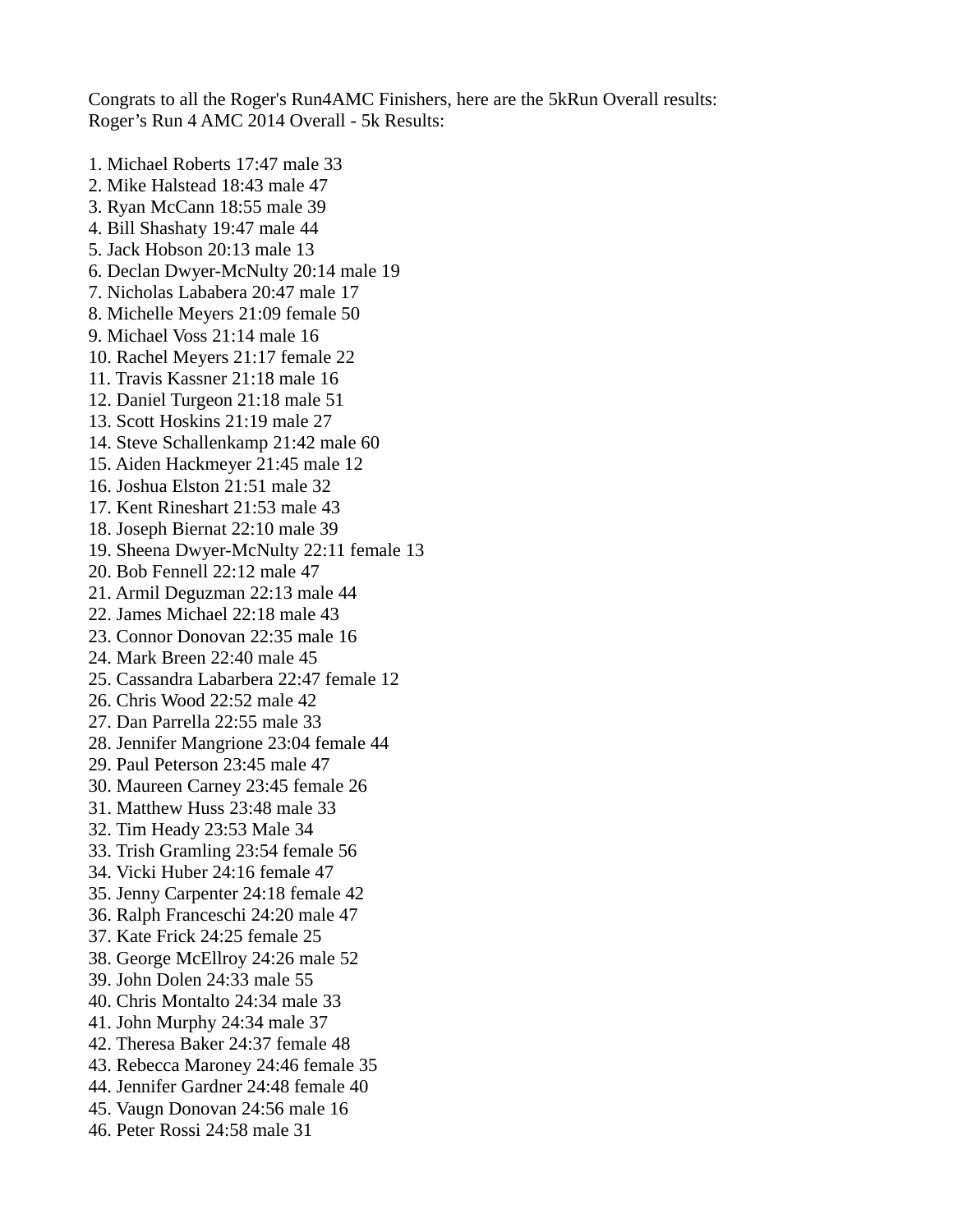Congrats to all the Roger's Run4AMC Finishers, here are the 5kRun Overall results:
Roger’s Run 4 AMC 2014 Overall - 5k Results:

1. Michael Roberts 17:47 male 33
2. Mike Halstead 18:43 male 47
3. Ryan McCann 18:55 male 39
4. Bill Shashaty 19:47 male 44
5. Jack Hobson 20:13 male 13
6. Declan Dwyer-McNulty 20:14 male 19
7. Nicholas Lababera 20:47 male 17
8. Michelle Meyers 21:09 female 50
9. Michael Voss 21:14 male 16
10. Rachel Meyers 21:17 female 22
11. Travis Kassner 21:18 male 16
12. Daniel Turgeon 21:18 male 51
13. Scott Hoskins 21:19 male 27
14. Steve Schallenkamp 21:42 male 60
15. Aiden Hackmeyer 21:45 male 12
16. Joshua Elston 21:51 male 32
17. Kent Rineshart 21:53 male 43
18. Joseph Biernat 22:10 male 39
19. Sheena Dwyer-McNulty 22:11 female 13
20. Bob Fennell 22:12 male 47
21. Armil Deguzman 22:13 male 44
22. James Michael 22:18 male 43
23. Connor Donovan 22:35 male 16
24. Mark Breen 22:40 male 45
25. Cassandra Labarbera 22:47 female 12
26. Chris Wood 22:52 male 42
27. Dan Parrella 22:55 male 33
28. Jennifer Mangrione 23:04 female 44
29. Paul Peterson 23:45 male 47
30. Maureen Carney 23:45 female 26
31. Matthew Huss 23:48 male 33
32. Tim Heady 23:53 Male 34
33. Trish Gramling 23:54 female 56
34. Vicki Huber 24:16 female 47
35. Jenny Carpenter 24:18 female 42
36. Ralph Franceschi 24:20 male 47
37. Kate Frick 24:25 female 25
38. George McEllroy 24:26 male 52
39. John Dolen 24:33 male 55
40. Chris Montalto 24:34 male 33
41. John Murphy 24:34 male 37
42. Theresa Baker 24:37 female 48
43. Rebecca Maroney 24:46 female 35
44. Jennifer Gardner 24:48 female 40
45. Vaugn Donovan 24:56 male 16
46. Peter Rossi 24:58 male 31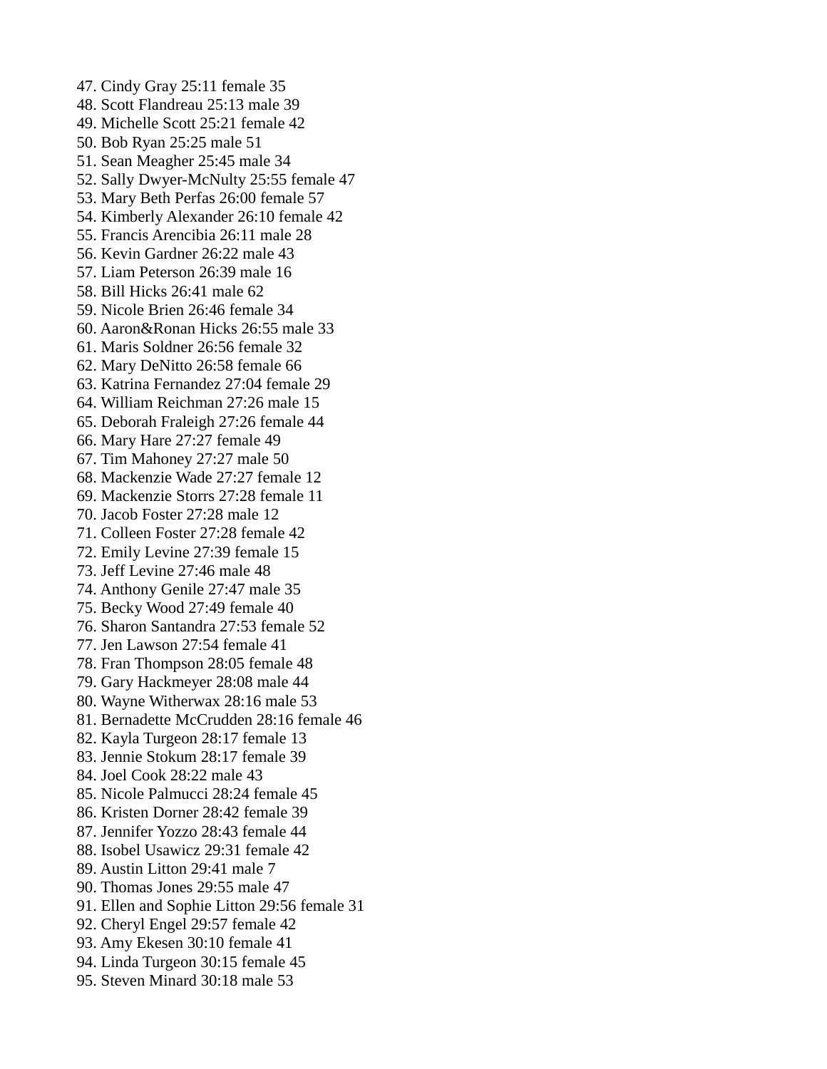47. Cindy Gray 25:11 female 35
48. Scott Flandreau 25:13 male 39
49. Michelle Scott 25:21 female 42
50. Bob Ryan 25:25 male 51
51. Sean Meagher 25:45 male 34
52. Sally Dwyer-McNulty 25:55 female 47
53. Mary Beth Perfas 26:00 female 57
54. Kimberly Alexander 26:10 female 42
55. Francis Arencibia 26:11 male 28
56. Kevin Gardner 26:22 male 43
57. Liam Peterson 26:39 male 16
58. Bill Hicks 26:41 male 62
59. Nicole Brien 26:46 female 34
60. Aaron&Ronan Hicks 26:55 male 33
61. Maris Soldner 26:56 female 32
62. Mary DeNitto 26:58 female 66
63. Katrina Fernandez 27:04 female 29
64. William Reichman 27:26 male 15
65. Deborah Fraleigh 27:26 female 44
66. Mary Hare 27:27 female 49
67. Tim Mahoney 27:27 male 50
68. Mackenzie Wade 27:27 female 12
69. Mackenzie Storrs 27:28 female 11
70. Jacob Foster 27:28 male 12
71. Colleen Foster 27:28 female 42
72. Emily Levine 27:39 female 15
73. Jeff Levine 27:46 male 48
74. Anthony Genile 27:47 male 35
75. Becky Wood 27:49 female 40
76. Sharon Santandra 27:53 female 52
77. Jen Lawson 27:54 female 41
78. Fran Thompson 28:05 female 48
79. Gary Hackmeyer 28:08 male 44
80. Wayne Witherwax 28:16 male 53
81. Bernadette McCrudden 28:16 female 46
82. Kayla Turgeon 28:17 female 13
83. Jennie Stokum 28:17 female 39
84. Joel Cook 28:22 male 43
85. Nicole Palmucci 28:24 female 45
86. Kristen Dorner 28:42 female 39
87. Jennifer Yozzo 28:43 female 44
88. Isobel Usawicz 29:31 female 42
89. Austin Litton 29:41 male 7
90. Thomas Jones 29:55 male 47
91. Ellen and Sophie Litton 29:56 female 31
92. Cheryl Engel 29:57 female 42
93. Amy Ekesen 30:10 female 41
94. Linda Turgeon 30:15 female 45
95. Steven Minard 30:18 male 53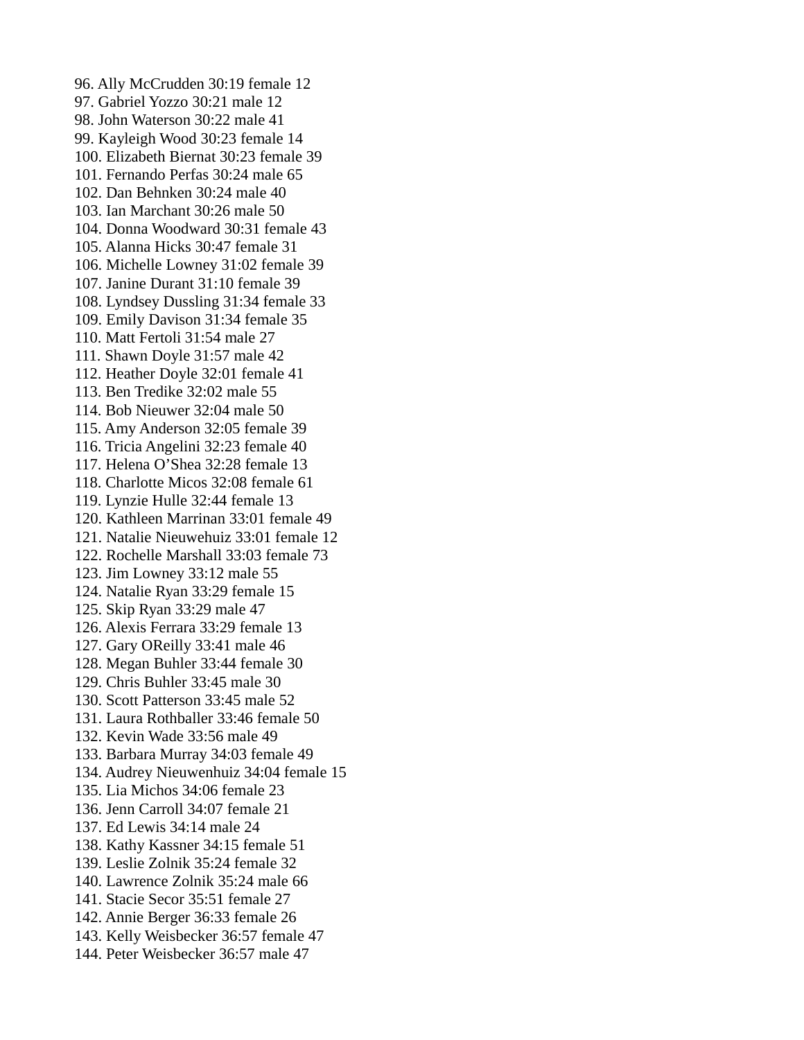96. Ally McCrudden 30:19 female 12
97. Gabriel Yozzo 30:21 male 12
98. John Waterson 30:22 male 41
99. Kayleigh Wood 30:23 female 14
100. Elizabeth Biernat 30:23 female 39
101. Fernando Perfas 30:24 male 65
102. Dan Behnken 30:24 male 40
103. Ian Marchant 30:26 male 50
104. Donna Woodward 30:31 female 43
105. Alanna Hicks 30:47 female 31
106. Michelle Lowney 31:02 female 39
107. Janine Durant 31:10 female 39
108. Lyndsey Dussling 31:34 female 33
109. Emily Davison 31:34 female 35
110. Matt Fertoli 31:54 male 27
111. Shawn Doyle 31:57 male 42
112. Heather Doyle 32:01 female 41
113. Ben Tredike 32:02 male 55
114. Bob Nieuwer 32:04 male 50
115. Amy Anderson 32:05 female 39
116. Tricia Angelini 32:23 female 40
117. Helena O'Shea 32:28 female 13
118. Charlotte Micos 32:08 female 61
119. Lynzie Hulle 32:44 female 13
120. Kathleen Marrinan 33:01 female 49
121. Natalie Nieuwehuiz 33:01 female 12
122. Rochelle Marshall 33:03 female 73
123. Jim Lowney 33:12 male 55
124. Natalie Ryan 33:29 female 15
125. Skip Ryan 33:29 male 47
126. Alexis Ferrara 33:29 female 13
127. Gary OReilly 33:41 male 46
128. Megan Buhler 33:44 female 30
129. Chris Buhler 33:45 male 30
130. Scott Patterson 33:45 male 52
131. Laura Rothballer 33:46 female 50
132. Kevin Wade 33:56 male 49
133. Barbara Murray 34:03 female 49
134. Audrey Nieuwenhuiz 34:04 female 15
135. Lia Michos 34:06 female 23
136. Jenn Carroll 34:07 female 21
137. Ed Lewis 34:14 male 24
138. Kathy Kassner 34:15 female 51
139. Leslie Zolnik 35:24 female 32
140. Lawrence Zolnik 35:24 male 66
141. Stacie Secor 35:51 female 27
142. Annie Berger 36:33 female 26
143. Kelly Weisbecker 36:57 female 47
144. Peter Weisbecker 36:57 male 47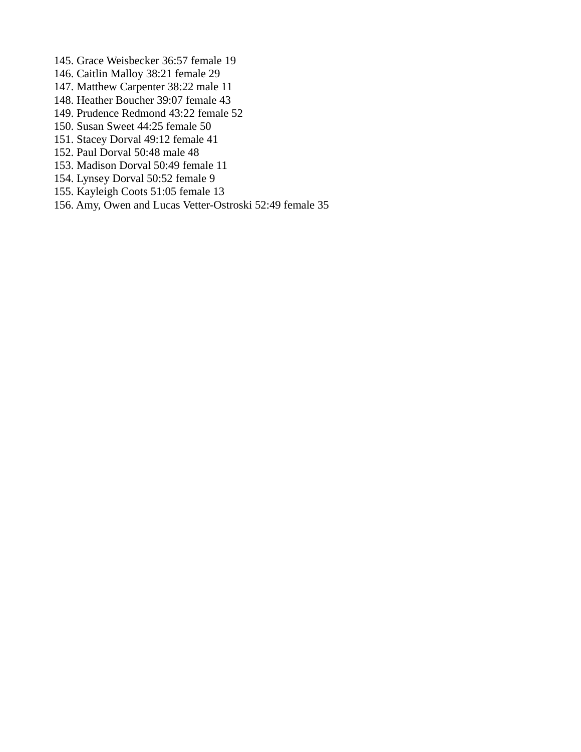145. Grace Weisbecker 36:57 female 19
146. Caitlin Malloy 38:21 female 29
147. Matthew Carpenter 38:22 male 11
148. Heather Boucher 39:07 female 43
149. Prudence Redmond 43:22 female 52
150. Susan Sweet 44:25 female 50
151. Stacey Dorval 49:12 female 41
152. Paul Dorval 50:48 male 48
153. Madison Dorval 50:49 female 11
154. Lynsey Dorval 50:52 female 9
155. Kayleigh Coots 51:05 female 13
156. Amy, Owen and Lucas Vetter-Ostroski 52:49 female 35